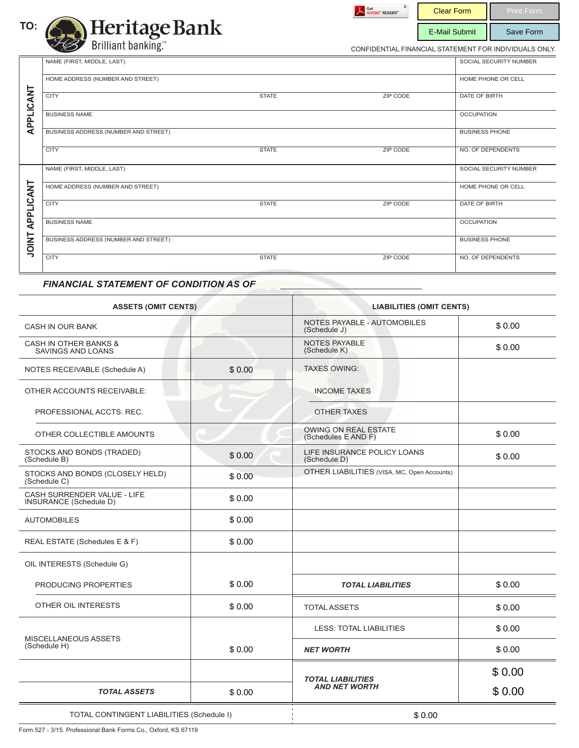TO: Heritage Bank
Brilliant banking.™

Clear Form | Print Form | E-Mail Submit | Save Form

CONFIDENTIAL FINANCIAL STATEMENT FOR INDIVIDUALS ONLY.

## APPLICANT

| | | | |
|---|---|---|---|
| NAME (FIRST, MIDDLE, LAST) | | | SOCIAL SECURITY NUMBER |
| HOME ADDRESS (NUMBER AND STREET) | | | HOME PHONE OR CELL |
| CITY | STATE | ZIP CODE | DATE OF BIRTH |
| BUSINESS NAME | | | OCCUPATION |
| BUSINESS ADDRESS (NUMBER AND STREET) | | | BUSINESS PHONE |
| CITY | STATE | ZIP CODE | NO. OF DEPENDENTS |

## JOINT APPLICANT

| | | | |
|---|---|---|---|
| NAME (FIRST, MIDDLE, LAST) | | | SOCIAL SECURITY NUMBER |
| HOME ADDRESS (NUMBER AND STREET) | | | HOME PHONE OR CELL |
| CITY | STATE | ZIP CODE | DATE OF BIRTH |
| BUSINESS NAME | | | OCCUPATION |
| BUSINESS ADDRESS (NUMBER AND STREET) | | | BUSINESS PHONE |
| CITY | STATE | ZIP CODE | NO. OF DEPENDENTS |

### *FINANCIAL STATEMENT OF CONDITION AS OF* ____________________

| ASSETS (OMIT CENTS) | | LIABILITIES (OMIT CENTS) | |
|---|---|---|---|
| CASH IN OUR BANK | | NOTES PAYABLE - AUTOMOBILES (Schedule J) | $ 0.00 |
| CASH IN OTHER BANKS & SAVINGS AND LOANS | | NOTES PAYABLE (Schedule K) | $ 0.00 |
| NOTES RECEIVABLE (Schedule A) | $ 0.00 | TAXES OWING: | |
| OTHER ACCOUNTS RECEIVABLE: | | INCOME TAXES | |
| PROFESSIONAL ACCTS. REC. | | OTHER TAXES | |
| OTHER COLLECTIBLE AMOUNTS | | OWING ON REAL ESTATE (Schedules E AND F) | $ 0.00 |
| STOCKS AND BONDS (TRADED) (Schedule B) | $ 0.00 | LIFE INSURANCE POLICY LOANS (Schedule D) | $ 0.00 |
| STOCKS AND BONDS (CLOSELY HELD) (Schedule C) | $ 0.00 | OTHER LIABILITIES (VISA, MC, Open Accounts) | |
| CASH SURRENDER VALUE - LIFE INSURANCE (Schedule D) | $ 0.00 | | |
| AUTOMOBILES | $ 0.00 | | |
| REAL ESTATE (Schedules E & F) | $ 0.00 | | |
| OIL INTERESTS (Schedule G) | | | |
| PRODUCING PROPERTIES | $ 0.00 | ***TOTAL LIABILITIES*** | $ 0.00 |
| OTHER OIL INTERESTS | $ 0.00 | TOTAL ASSETS | $ 0.00 |
| MISCELLANEOUS ASSETS (Schedule H) | $ 0.00 | LESS: TOTAL LIABILITIES | $ 0.00 |
| | | ***NET WORTH*** | $ 0.00 |
| | | ***TOTAL LIABILITIES AND NET WORTH*** | $ 0.00 |
| ***TOTAL ASSETS*** | $ 0.00 | | $ 0.00 |
| TOTAL CONTINGENT LIABILITIES (Schedule I) | | $ 0.00 | |

Form 527 - 3/15. Professional Bank Forms Co., Oxford, KS 67119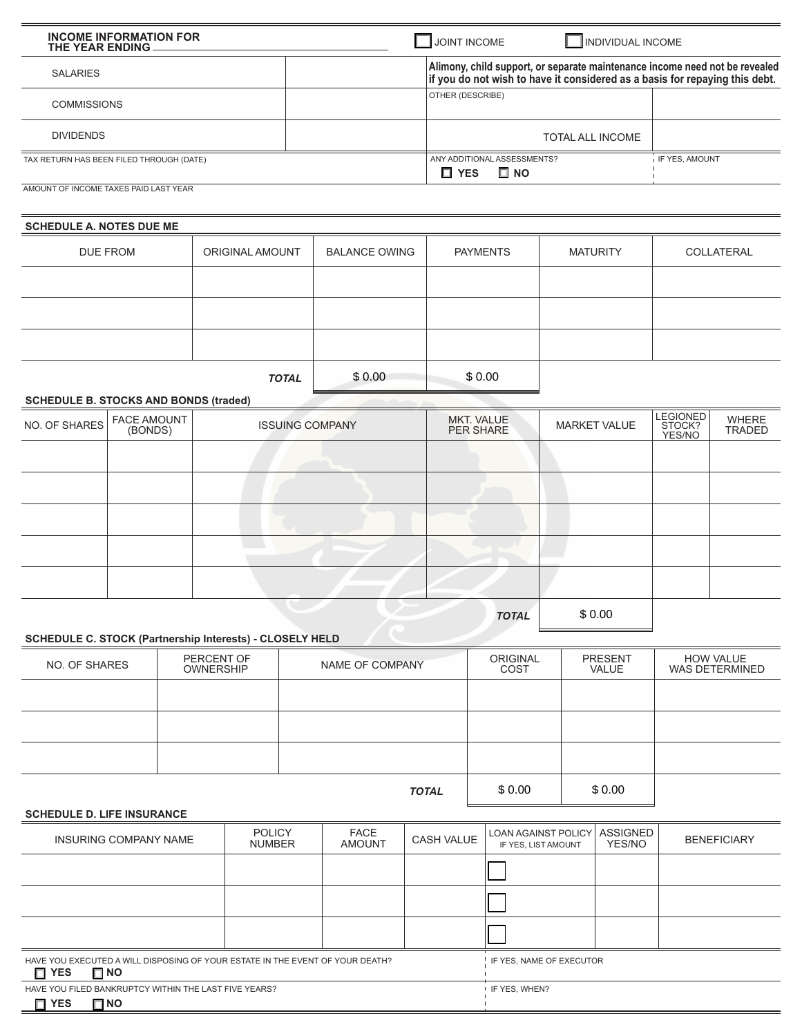## INCOME INFORMATION FOR THE YEAR ENDING ____________

☐ JOINT INCOME ☐ INDIVIDUAL INCOME

| | | | |
|---|---|---|---|
| SALARIES | | **Alimony, child support, or separate maintenance income need not be revealed if you do not wish to have it considered as a basis for repaying this debt.** | |
| COMMISSIONS | | OTHER (DESCRIBE) | |
| DIVIDENDS | | TOTAL ALL INCOME | |

| | | |
|---|---|---|
| TAX RETURN HAS BEEN FILED THROUGH (DATE) | ANY ADDITIONAL ASSESSMENTS? ☐ YES ☐ NO | IF YES, AMOUNT |

AMOUNT OF INCOME TAXES PAID LAST YEAR

### SCHEDULE A. NOTES DUE ME

| DUE FROM | ORIGINAL AMOUNT | BALANCE OWING | PAYMENTS | MATURITY | COLLATERAL |
|---|---|---|---|---|---|
| | | | | | |
| | | | | | |
| | | | | | |
| | ***TOTAL*** | $ 0.00 | $ 0.00 | | |

### SCHEDULE B. STOCKS AND BONDS (traded)

| NO. OF SHARES | FACE AMOUNT (BONDS) | ISSUING COMPANY | MKT. VALUE PER SHARE | MARKET VALUE | LEGIONED STOCK? YES/NO | WHERE TRADED |
|---|---|---|---|---|---|---|
| | | | | | | |
| | | | | | | |
| | | | | | | |
| | | | | | | |
| | | | | | | |
| | | | ***TOTAL*** | $ 0.00 | | |

### SCHEDULE C. STOCK (Partnership Interests) - CLOSELY HELD

| NO. OF SHARES | PERCENT OF OWNERSHIP | NAME OF COMPANY | ORIGINAL COST | PRESENT VALUE | HOW VALUE WAS DETERMINED |
|---|---|---|---|---|---|
| | | | | | |
| | | | | | |
| | | | | | |
| | | ***TOTAL*** | $ 0.00 | $ 0.00 | |

### SCHEDULE D. LIFE INSURANCE

| INSURING COMPANY NAME | POLICY NUMBER | FACE AMOUNT | CASH VALUE | LOAN AGAINST POLICY IF YES, LIST AMOUNT | ASSIGNED YES/NO | BENEFICIARY |
|---|---|---|---|---|---|---|
| | | | | ☐ | | |
| | | | | ☐ | | |
| | | | | ☐ | | |

| | |
|---|---|
| HAVE YOU EXECUTED A WILL DISPOSING OF YOUR ESTATE IN THE EVENT OF YOUR DEATH? ☐ YES ☐ NO | IF YES, NAME OF EXECUTOR |
| HAVE YOU FILED BANKRUPTCY WITHIN THE LAST FIVE YEARS? ☐ YES ☐ NO | IF YES, WHEN? |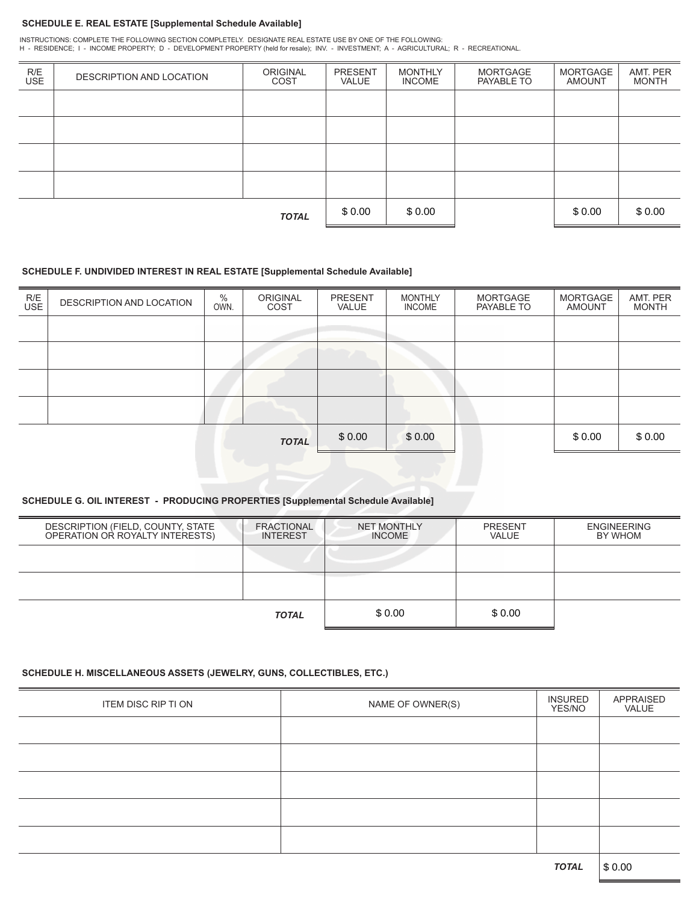**SCHEDULE E. REAL ESTATE [Supplemental Schedule Available]**

INSTRUCTIONS: COMPLETE THE FOLLOWING SECTION COMPLETELY. DESIGNATE REAL ESTATE USE BY ONE OF THE FOLLOWING:
H - RESIDENCE; I - INCOME PROPERTY; D - DEVELOPMENT PROPERTY (held for resale); INV. - INVESTMENT; A - AGRICULTURAL; R - RECREATIONAL.

| R/E USE | DESCRIPTION AND LOCATION | ORIGINAL COST | PRESENT VALUE | MONTHLY INCOME | MORTGAGE PAYABLE TO | MORTGAGE AMOUNT | AMT. PER MONTH |
|---|---|---|---|---|---|---|---|
| | | | | | | | |
| | | | | | | | |
| | | | | | | | |
| | | | | | | | |
| | | ***TOTAL*** | $ 0.00 | $ 0.00 | | $ 0.00 | $ 0.00 |

**SCHEDULE F. UNDIVIDED INTEREST IN REAL ESTATE [Supplemental Schedule Available]**

| R/E USE | DESCRIPTION AND LOCATION | % OWN. | ORIGINAL COST | PRESENT VALUE | MONTHLY INCOME | MORTGAGE PAYABLE TO | MORTGAGE AMOUNT | AMT. PER MONTH |
|---|---|---|---|---|---|---|---|---|
| | | | | | | | | |
| | | | | | | | | |
| | | | | | | | | |
| | | | | | | | | |
| | | | ***TOTAL*** | $ 0.00 | $ 0.00 | | $ 0.00 | $ 0.00 |

**SCHEDULE G. OIL INTEREST - PRODUCING PROPERTIES [Supplemental Schedule Available]**

| DESCRIPTION (FIELD, COUNTY, STATE OPERATION OR ROYALTY INTERESTS) | FRACTIONAL INTEREST | NET MONTHLY INCOME | PRESENT VALUE | ENGINEERING BY WHOM |
|---|---|---|---|---|
| | | | | |
| | | | | |
| | ***TOTAL*** | $ 0.00 | $ 0.00 | |

**SCHEDULE H. MISCELLANEOUS ASSETS (JEWELRY, GUNS, COLLECTIBLES, ETC.)**

| ITEM DISC RIP TI ON | NAME OF OWNER(S) | INSURED YES/NO | APPRAISED VALUE |
|---|---|---|---|
| | | | |
| | | | |
| | | | |
| | | | |
| | | | |
| | | ***TOTAL*** | $ 0.00 |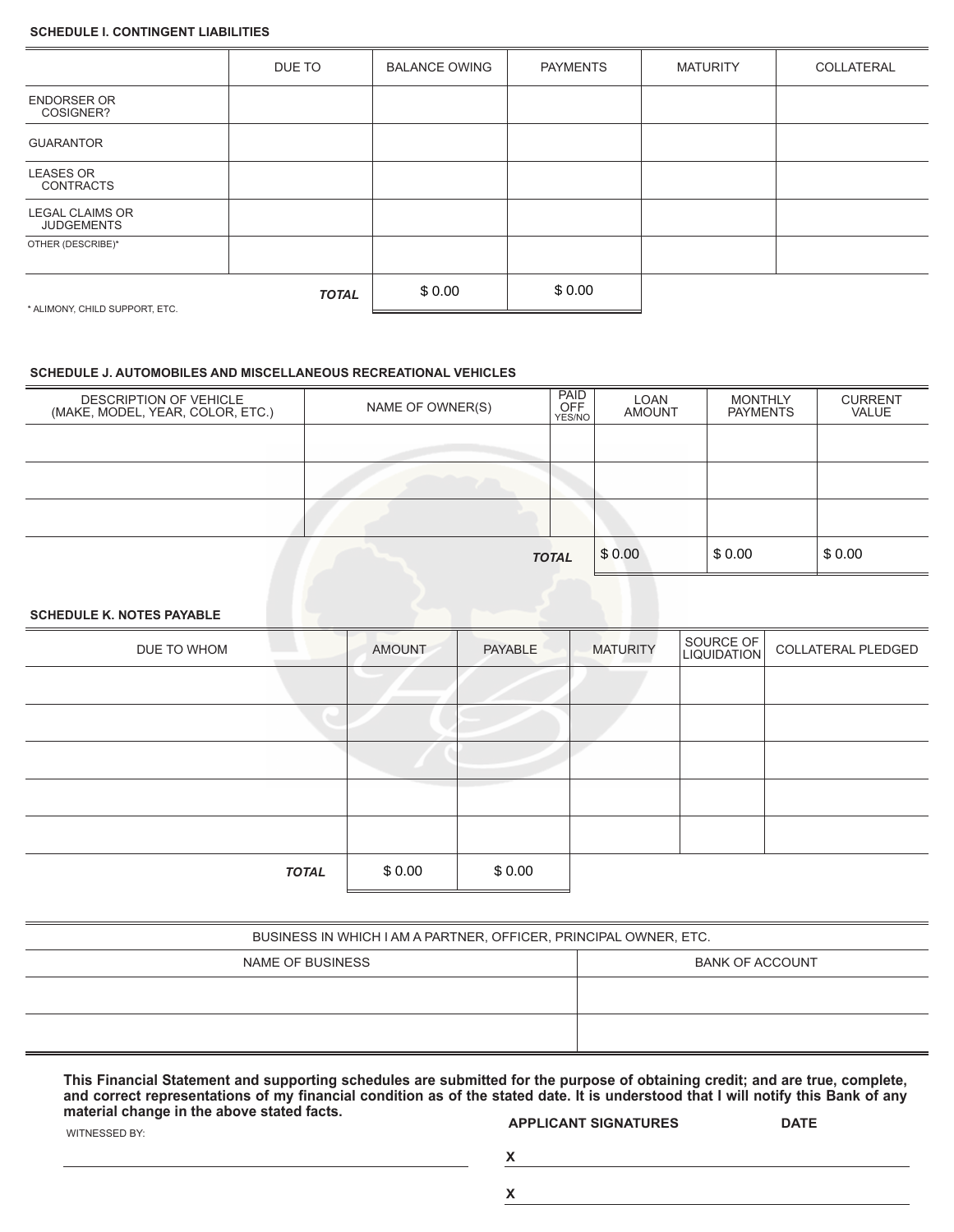**SCHEDULE I. CONTINGENT LIABILITIES**

| | DUE TO | BALANCE OWING | PAYMENTS | MATURITY | COLLATERAL |
|---|---|---|---|---|---|
| ENDORSER OR COSIGNER? | | | | | |
| GUARANTOR | | | | | |
| LEASES OR CONTRACTS | | | | | |
| LEGAL CLAIMS OR JUDGEMENTS | | | | | |
| OTHER (DESCRIBE)* | | | | | |
| | ***TOTAL*** | $ 0.00 | $ 0.00 | | |

* ALIMONY, CHILD SUPPORT, ETC.

**SCHEDULE J. AUTOMOBILES AND MISCELLANEOUS RECREATIONAL VEHICLES**

| DESCRIPTION OF VEHICLE (MAKE, MODEL, YEAR, COLOR, ETC.) | NAME OF OWNER(S) | PAID OFF YES/NO | LOAN AMOUNT | MONTHLY PAYMENTS | CURRENT VALUE |
|---|---|---|---|---|---|
| | | | | | |
| | | | | | |
| | | | | | |
| | | ***TOTAL*** | $ 0.00 | $ 0.00 | $ 0.00 |

**SCHEDULE K. NOTES PAYABLE**

| DUE TO WHOM | AMOUNT | PAYABLE | MATURITY | SOURCE OF LIQUIDATION | COLLATERAL PLEDGED |
|---|---|---|---|---|---|
| | | | | | |
| | | | | | |
| | | | | | |
| | | | | | |
| | | | | | |
| ***TOTAL*** | $ 0.00 | $ 0.00 | | | |

| BUSINESS IN WHICH I AM A PARTNER, OFFICER, PRINCIPAL OWNER, ETC. | |
|---|---|
| NAME OF BUSINESS | BANK OF ACCOUNT |
| | |
| | |

**This Financial Statement and supporting schedules are submitted for the purpose of obtaining credit; and are true, complete, and correct representations of my financial condition as of the stated date. It is understood that I will notify this Bank of any material change in the above stated facts.**

WITNESSED BY:

______________________________

**APPLICANT SIGNATURES** **DATE**

**X** ______________________________

**X** ______________________________